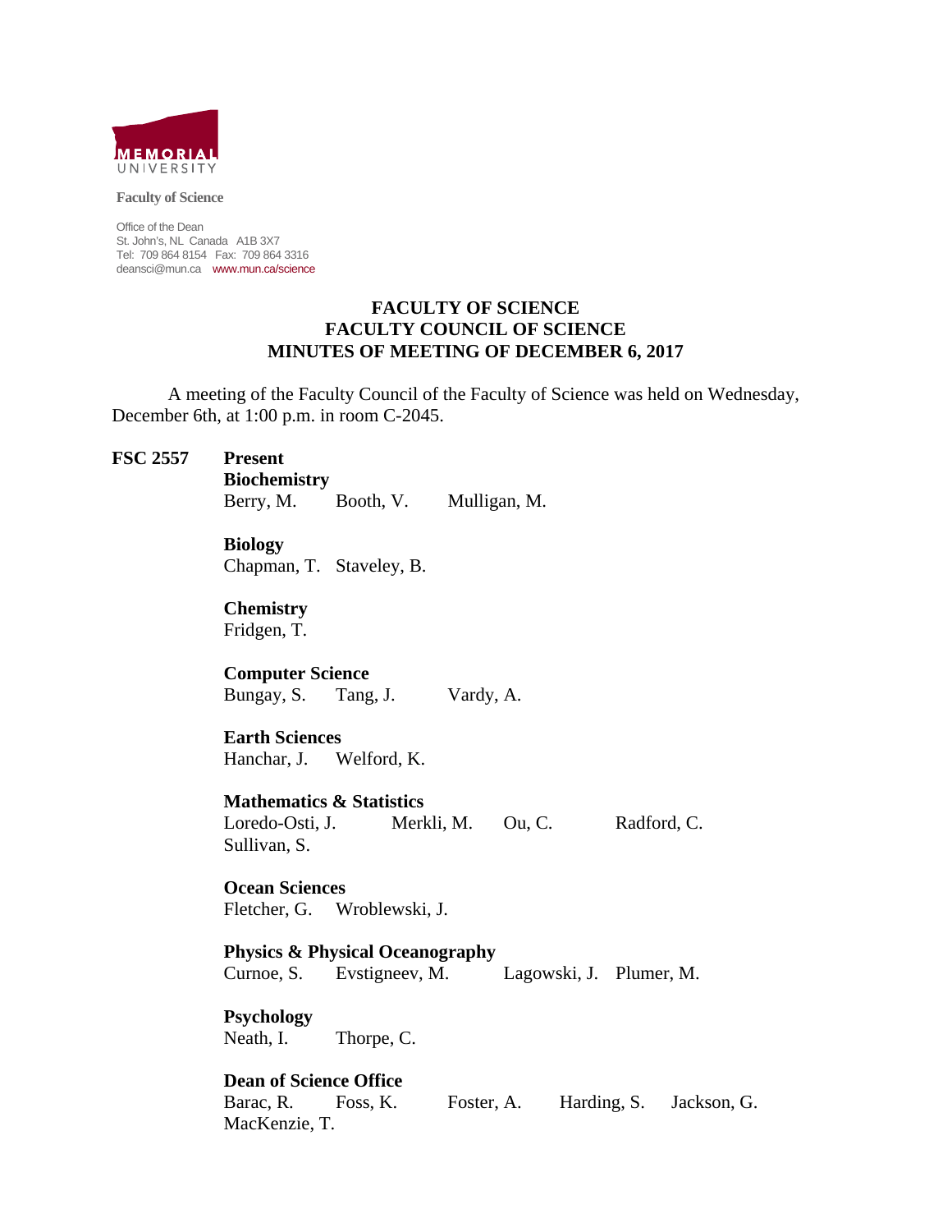MEMORIAL UNIVERSITY

**Faculty of Science**

Office of the Dean
St. John's, NL Canada A1B 3X7
Tel: 709 864 8154 Fax: 709 864 3316
deansci@mun.ca www.mun.ca/science

# FACULTY OF SCIENCE
# FACULTY COUNCIL OF SCIENCE
# MINUTES OF MEETING OF DECEMBER 6, 2017

A meeting of the Faculty Council of the Faculty of Science was held on Wednesday, December 6th, at 1:00 p.m. in room C-2045.

**FSC 2557** **Present**

**Biochemistry**
Berry, M. Booth, V. Mulligan, M.

**Biology**
Chapman, T. Staveley, B.

**Chemistry**
Fridgen, T.

**Computer Science**
Bungay, S. Tang, J. Vardy, A.

**Earth Sciences**
Hanchar, J. Welford, K.

**Mathematics & Statistics**
Loredo-Osti, J. Merkli, M. Ou, C. Radford, C.
Sullivan, S.

**Ocean Sciences**
Fletcher, G. Wroblewski, J.

**Physics & Physical Oceanography**
Curnoe, S. Evstigneev, M. Lagowski, J. Plumer, M.

**Psychology**
Neath, I. Thorpe, C.

**Dean of Science Office**
Barac, R. Foss, K. Foster, A. Harding, S. Jackson, G.
MacKenzie, T.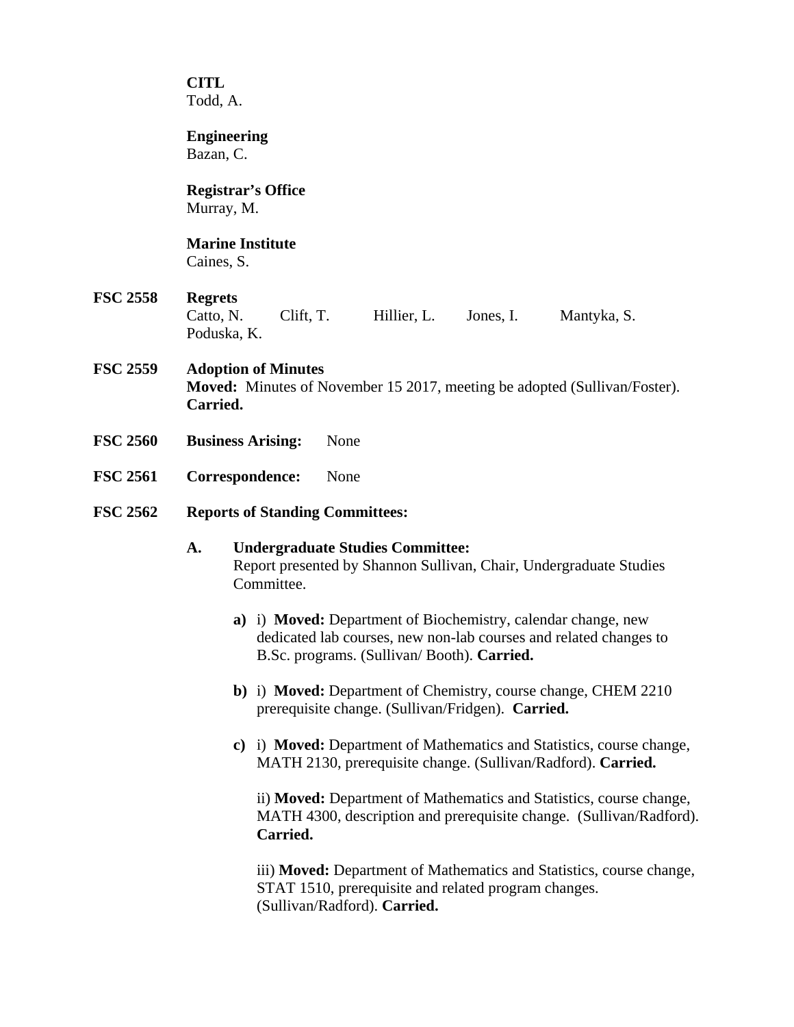**CITL**
Todd, A.

**Engineering**
Bazan, C.

**Registrar's Office**
Murray, M.

**Marine Institute**
Caines, S.

**FSC 2558** **Regrets**
Catto, N. Clift, T. Hillier, L. Jones, I. Mantyka, S.
Poduska, K.

**FSC 2559** **Adoption of Minutes**
**Moved:** Minutes of November 15 2017, meeting be adopted (Sullivan/Foster).
**Carried.**

**FSC 2560** **Business Arising:** None

**FSC 2561** **Correspondence:** None

**FSC 2562** **Reports of Standing Committees:**

**A.** **Undergraduate Studies Committee:**
Report presented by Shannon Sullivan, Chair, Undergraduate Studies Committee.

**a)** i) **Moved:** Department of Biochemistry, calendar change, new dedicated lab courses, new non-lab courses and related changes to B.Sc. programs. (Sullivan/ Booth). **Carried.**

**b)** i) **Moved:** Department of Chemistry, course change, CHEM 2210 prerequisite change. (Sullivan/Fridgen). **Carried.**

**c)** i) **Moved:** Department of Mathematics and Statistics, course change, MATH 2130, prerequisite change. (Sullivan/Radford). **Carried.**

ii) **Moved:** Department of Mathematics and Statistics, course change, MATH 4300, description and prerequisite change. (Sullivan/Radford). **Carried.**

iii) **Moved:** Department of Mathematics and Statistics, course change, STAT 1510, prerequisite and related program changes. (Sullivan/Radford). **Carried.**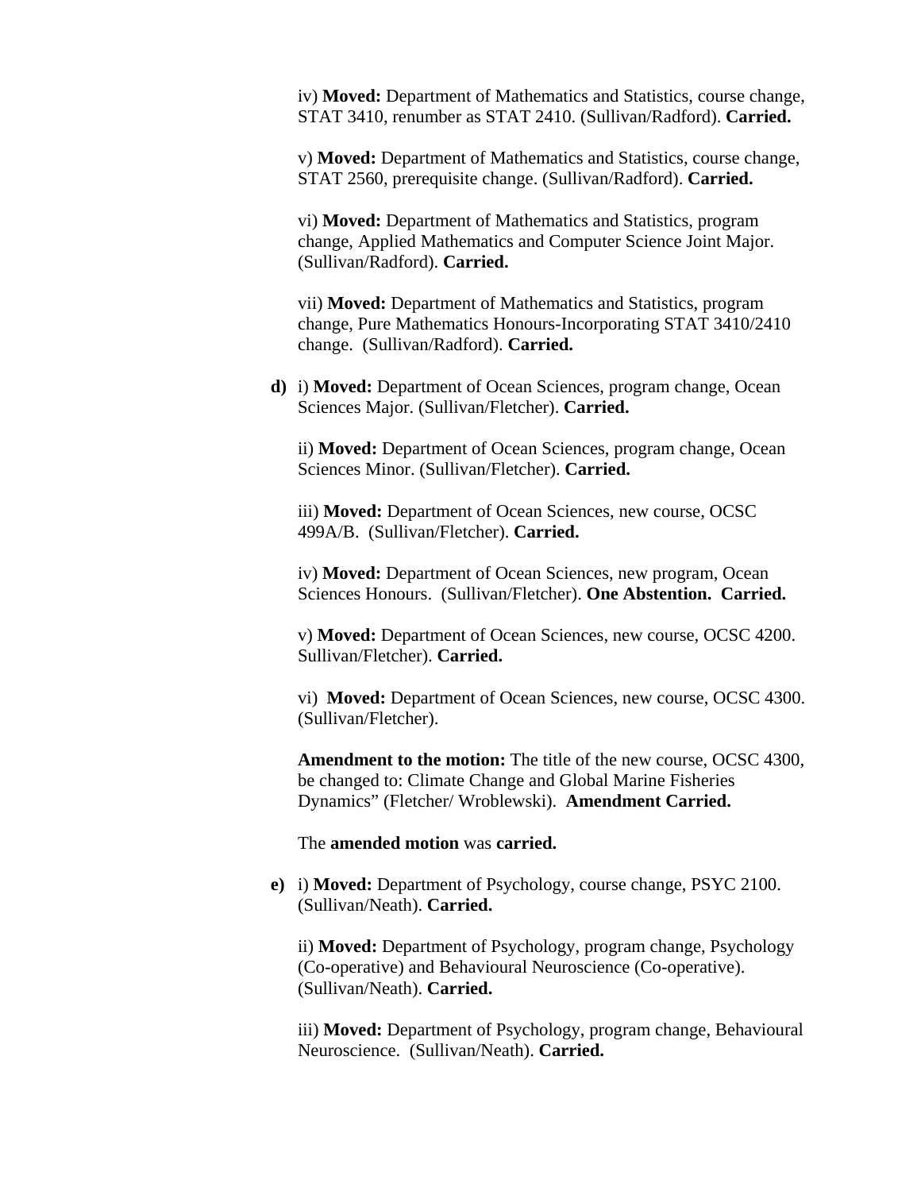iv) **Moved:** Department of Mathematics and Statistics, course change, STAT 3410, renumber as STAT 2410. (Sullivan/Radford). **Carried.**

v) **Moved:** Department of Mathematics and Statistics, course change, STAT 2560, prerequisite change. (Sullivan/Radford). **Carried.**

vi) **Moved:** Department of Mathematics and Statistics, program change, Applied Mathematics and Computer Science Joint Major. (Sullivan/Radford). **Carried.**

vii) **Moved:** Department of Mathematics and Statistics, program change, Pure Mathematics Honours-Incorporating STAT 3410/2410 change. (Sullivan/Radford). **Carried.**

**d)** i) **Moved:** Department of Ocean Sciences, program change, Ocean Sciences Major. (Sullivan/Fletcher). **Carried.**

ii) **Moved:** Department of Ocean Sciences, program change, Ocean Sciences Minor. (Sullivan/Fletcher). **Carried.**

iii) **Moved:** Department of Ocean Sciences, new course, OCSC 499A/B. (Sullivan/Fletcher). **Carried.**

iv) **Moved:** Department of Ocean Sciences, new program, Ocean Sciences Honours. (Sullivan/Fletcher). **One Abstention. Carried.**

v) **Moved:** Department of Ocean Sciences, new course, OCSC 4200. Sullivan/Fletcher). **Carried.**

vi) **Moved:** Department of Ocean Sciences, new course, OCSC 4300. (Sullivan/Fletcher).

**Amendment to the motion:** The title of the new course, OCSC 4300, be changed to: Climate Change and Global Marine Fisheries Dynamics" (Fletcher/ Wroblewski). **Amendment Carried.**

The **amended motion** was **carried.**

**e)** i) **Moved:** Department of Psychology, course change, PSYC 2100. (Sullivan/Neath). **Carried.**

ii) **Moved:** Department of Psychology, program change, Psychology (Co-operative) and Behavioural Neuroscience (Co-operative). (Sullivan/Neath). **Carried.**

iii) **Moved:** Department of Psychology, program change, Behavioural Neuroscience. (Sullivan/Neath). **Carried.**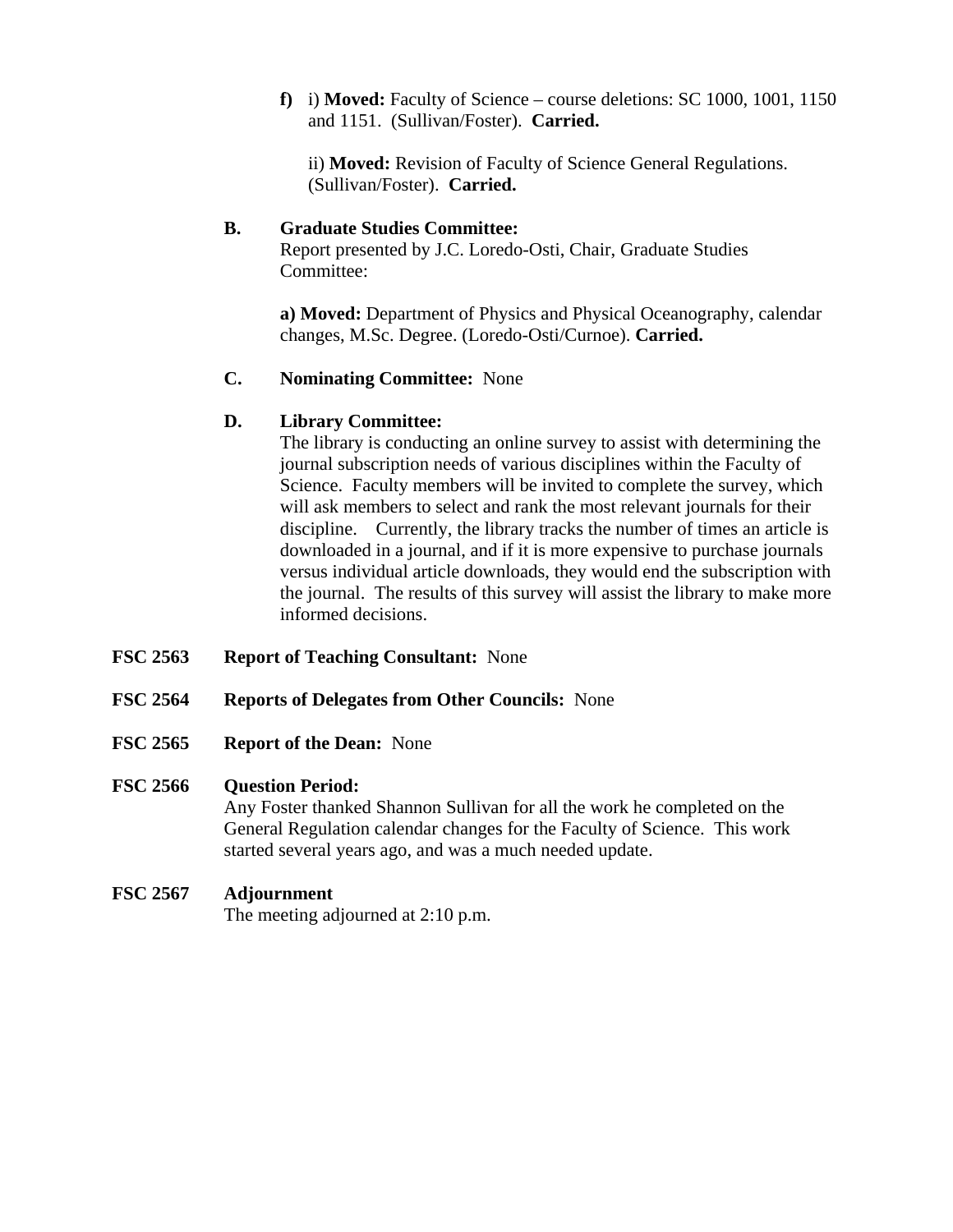**f)** i) **Moved:** Faculty of Science – course deletions: SC 1000, 1001, 1150 and 1151. (Sullivan/Foster). **Carried.**

ii) **Moved:** Revision of Faculty of Science General Regulations. (Sullivan/Foster). **Carried.**

**B. Graduate Studies Committee:**
Report presented by J.C. Loredo-Osti, Chair, Graduate Studies Committee:

**a) Moved:** Department of Physics and Physical Oceanography, calendar changes, M.Sc. Degree. (Loredo-Osti/Curnoe). **Carried.**

**C. Nominating Committee:** None

**D. Library Committee:**
The library is conducting an online survey to assist with determining the journal subscription needs of various disciplines within the Faculty of Science. Faculty members will be invited to complete the survey, which will ask members to select and rank the most relevant journals for their discipline. Currently, the library tracks the number of times an article is downloaded in a journal, and if it is more expensive to purchase journals versus individual article downloads, they would end the subscription with the journal. The results of this survey will assist the library to make more informed decisions.

**FSC 2563 Report of Teaching Consultant:** None

**FSC 2564 Reports of Delegates from Other Councils:** None

**FSC 2565 Report of the Dean:** None

**FSC 2566 Question Period:**
Any Foster thanked Shannon Sullivan for all the work he completed on the General Regulation calendar changes for the Faculty of Science. This work started several years ago, and was a much needed update.

**FSC 2567 Adjournment**
The meeting adjourned at 2:10 p.m.